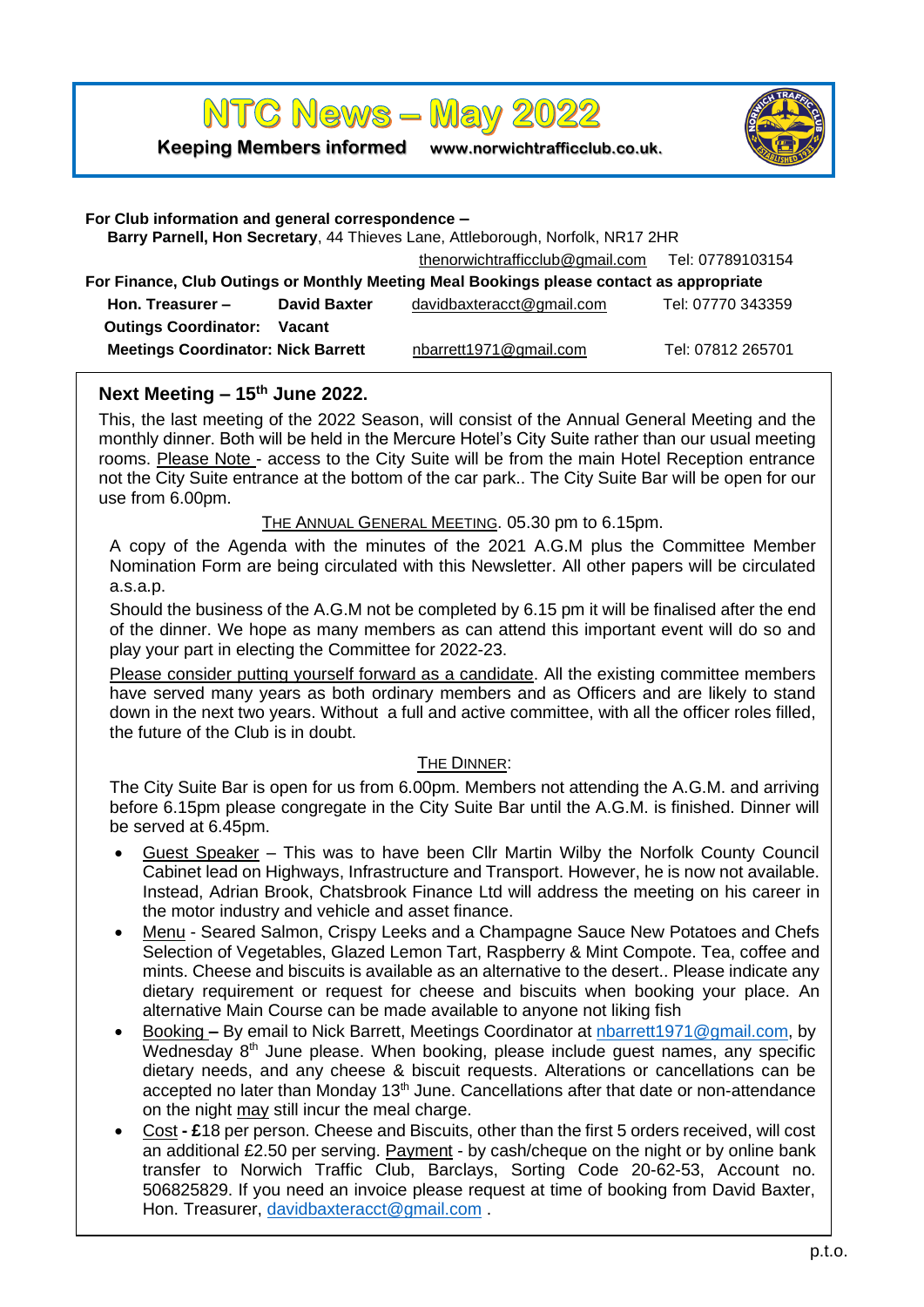# NTC News – May 2022

**Keeping Members informed** www.norwichtrafficclub.co.uk.

**For Club information and general correspondence –**

**Barry Parnell, Hon Secretary**, 44 Thieves Lane, Attleborough, Norfolk, NR17 2HR

thenorwichtrafficclub@gmail.com Tel: 07789103154

**For Finance, Club Outings or Monthly Meeting Meal Bookings please contact as appropriate**

| | | | |
|---|---|---|---|
| **Hon. Treasurer –** | **David Baxter** | davidbaxteracct@gmail.com | Tel: 07770 343359 |
| **Outings Coordinator:** | **Vacant** | | |
| **Meetings Coordinator:** | **Nick Barrett** | nbarrett1971@gmail.com | Tel: 07812 265701 |

## Next Meeting – 15th June 2022.

This, the last meeting of the 2022 Season, will consist of the Annual General Meeting and the monthly dinner. Both will be held in the Mercure Hotel's City Suite rather than our usual meeting rooms. Please Note - access to the City Suite will be from the main Hotel Reception entrance not the City Suite entrance at the bottom of the car park.. The City Suite Bar will be open for our use from 6.00pm.

THE ANNUAL GENERAL MEETING. 05.30 pm to 6.15pm.

A copy of the Agenda with the minutes of the 2021 A.G.M plus the Committee Member Nomination Form are being circulated with this Newsletter. All other papers will be circulated a.s.a.p.

Should the business of the A.G.M not be completed by 6.15 pm it will be finalised after the end of the dinner. We hope as many members as can attend this important event will do so and play your part in electing the Committee for 2022-23.

Please consider putting yourself forward as a candidate. All the existing committee members have served many years as both ordinary members and as Officers and are likely to stand down in the next two years. Without a full and active committee, with all the officer roles filled, the future of the Club is in doubt.

THE DINNER:

The City Suite Bar is open for us from 6.00pm. Members not attending the A.G.M. and arriving before 6.15pm please congregate in the City Suite Bar until the A.G.M. is finished. Dinner will be served at 6.45pm.

- Guest Speaker – This was to have been Cllr Martin Wilby the Norfolk County Council Cabinet lead on Highways, Infrastructure and Transport. However, he is now not available. Instead, Adrian Brook, Chatsbrook Finance Ltd will address the meeting on his career in the motor industry and vehicle and asset finance.
- Menu - Seared Salmon, Crispy Leeks and a Champagne Sauce New Potatoes and Chefs Selection of Vegetables, Glazed Lemon Tart, Raspberry & Mint Compote. Tea, coffee and mints. Cheese and biscuits is available as an alternative to the desert.. Please indicate any dietary requirement or request for cheese and biscuits when booking your place. An alternative Main Course can be made available to anyone not liking fish
- Booking – By email to Nick Barrett, Meetings Coordinator at nbarrett1971@gmail.com, by Wednesday 8th June please. When booking, please include guest names, any specific dietary needs, and any cheese & biscuit requests. Alterations or cancellations can be accepted no later than Monday 13th June. Cancellations after that date or non-attendance on the night may still incur the meal charge.
- Cost - £18 per person. Cheese and Biscuits, other than the first 5 orders received, will cost an additional £2.50 per serving. Payment - by cash/cheque on the night or by online bank transfer to Norwich Traffic Club, Barclays, Sorting Code 20-62-53, Account no. 506825829. If you need an invoice please request at time of booking from David Baxter, Hon. Treasurer, davidbaxteracct@gmail.com .

p.t.o.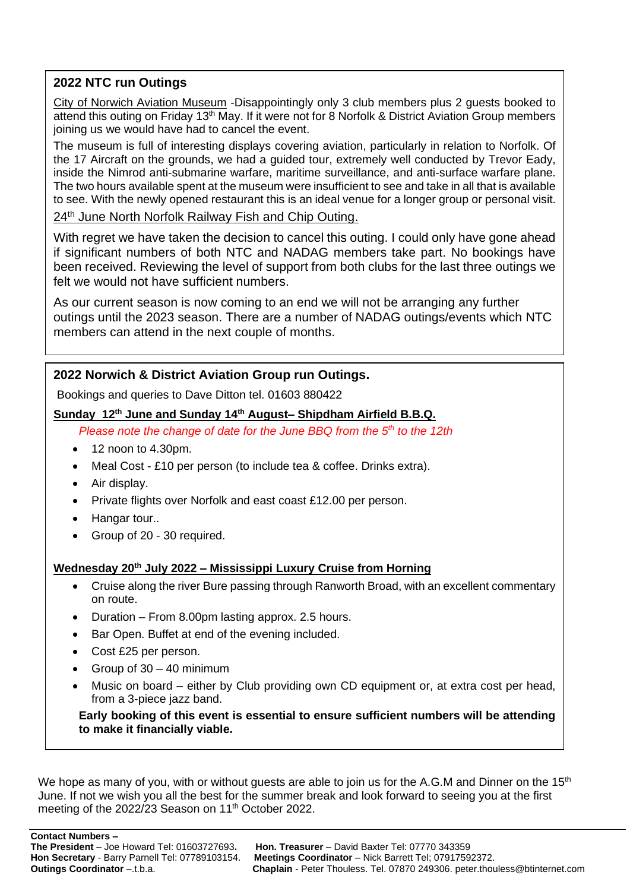## 2022 NTC run Outings

City of Norwich Aviation Museum -Disappointingly only 3 club members plus 2 guests booked to attend this outing on Friday 13th May. If it were not for 8 Norfolk & District Aviation Group members joining us we would have had to cancel the event.

The museum is full of interesting displays covering aviation, particularly in relation to Norfolk. Of the 17 Aircraft on the grounds, we had a guided tour, extremely well conducted by Trevor Eady, inside the Nimrod anti-submarine warfare, maritime surveillance, and anti-surface warfare plane. The two hours available spent at the museum were insufficient to see and take in all that is available to see. With the newly opened restaurant this is an ideal venue for a longer group or personal visit.

24th June North Norfolk Railway Fish and Chip Outing.

With regret we have taken the decision to cancel this outing. I could only have gone ahead if significant numbers of both NTC and NADAG members take part. No bookings have been received. Reviewing the level of support from both clubs for the last three outings we felt we would not have sufficient numbers.

As our current season is now coming to an end we will not be arranging any further outings until the 2023 season. There are a number of NADAG outings/events which NTC members can attend in the next couple of months.

## 2022 Norwich & District Aviation Group run Outings.

Bookings and queries to Dave Ditton tel. 01603 880422

**Sunday 12th June and Sunday 14th August– Shipdham Airfield B.B.Q.**

*Please note the change of date for the June BBQ from the 5th to the 12th*

- 12 noon to 4.30pm.
- Meal Cost - £10 per person (to include tea & coffee. Drinks extra).
- Air display.
- Private flights over Norfolk and east coast £12.00 per person.
- Hangar tour..
- Group of 20 - 30 required.

**Wednesday 20th July 2022 – Mississippi Luxury Cruise from Horning**

- Cruise along the river Bure passing through Ranworth Broad, with an excellent commentary on route.
- Duration – From 8.00pm lasting approx. 2.5 hours.
- Bar Open. Buffet at end of the evening included.
- Cost £25 per person.
- Group of 30 – 40 minimum
- Music on board – either by Club providing own CD equipment or, at extra cost per head, from a 3-piece jazz band.

**Early booking of this event is essential to ensure sufficient numbers will be attending to make it financially viable.**

We hope as many of you, with or without guests are able to join us for the A.G.M and Dinner on the 15th June. If not we wish you all the best for the summer break and look forward to seeing you at the first meeting of the 2022/23 Season on 11th October 2022.

**Contact Numbers –**

**The President** – Joe Howard Tel: 01603727693.
**Hon Secretary** - Barry Parnell Tel: 07789103154.
**Outings Coordinator** –.t.b.a.
**Hon. Treasurer** – David Baxter Tel: 07770 343359
**Meetings Coordinator** – Nick Barrett Tel; 07917592372.
**Chaplain** - Peter Thouless. Tel. 07870 249306. peter.thouless@btinternet.com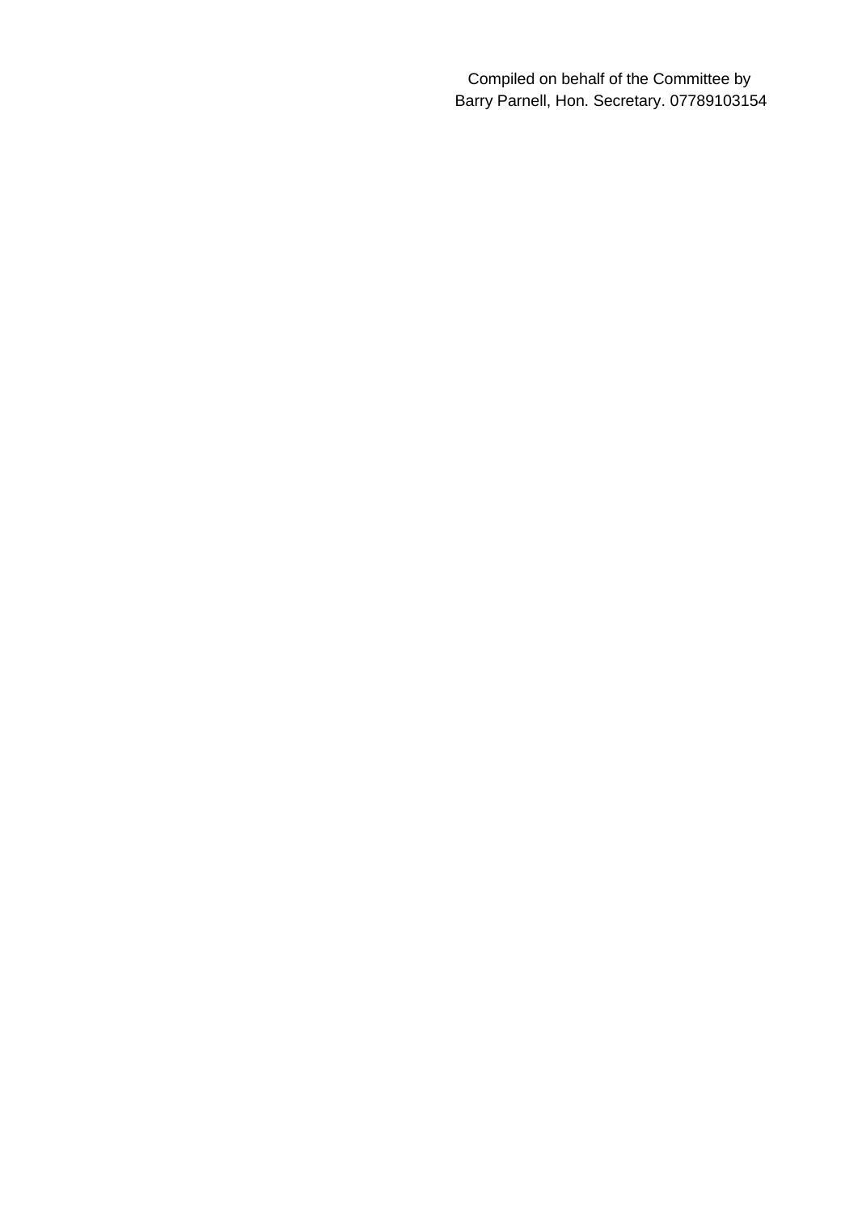Compiled on behalf of the Committee by
Barry Parnell, Hon. Secretary. 07789103154